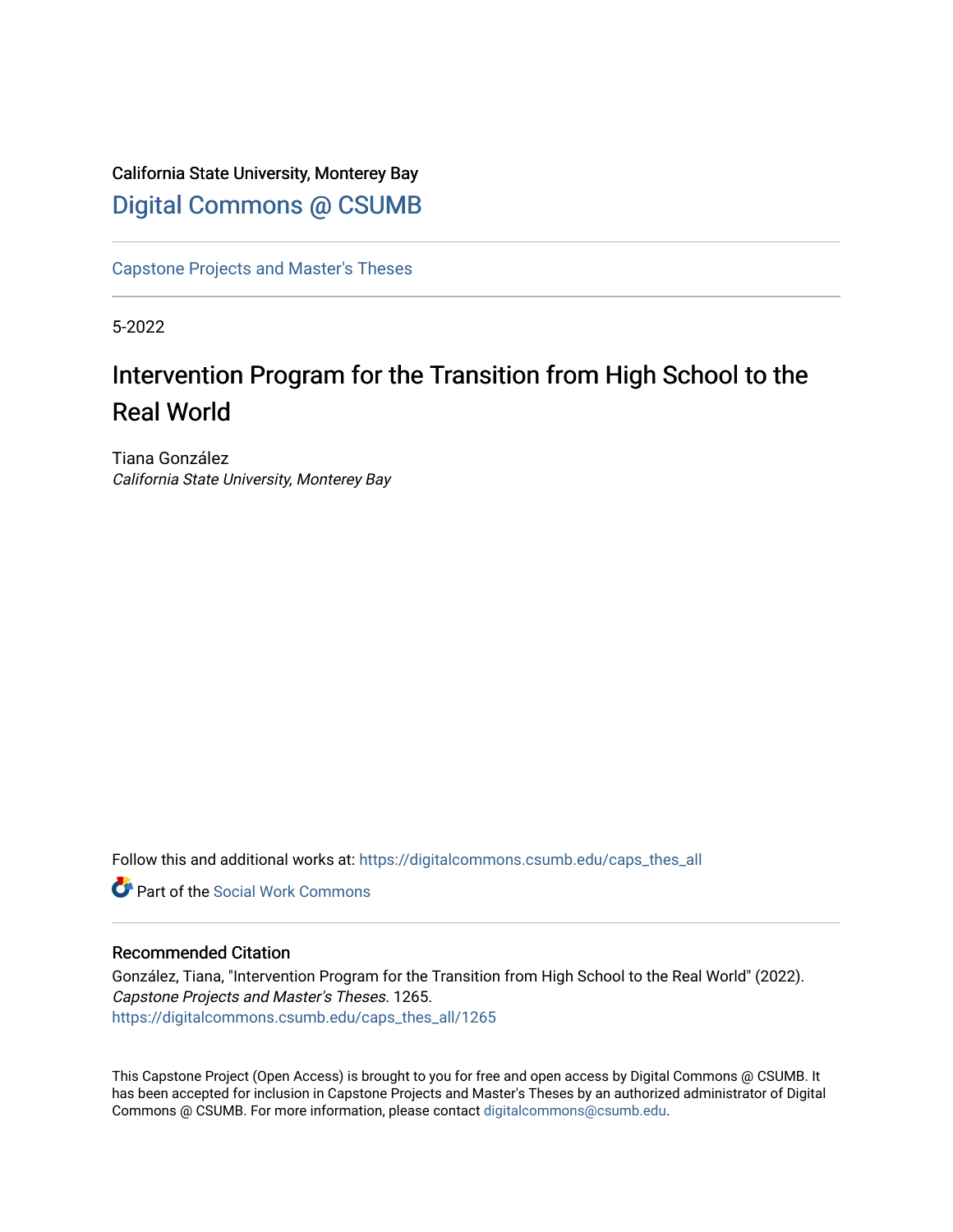California State University, Monterey Bay

Digital Commons @ CSUMB

Capstone Projects and Master's Theses

5-2022

# Intervention Program for the Transition from High School to the Real World

Tiana González
*California State University, Monterey Bay*

Follow this and additional works at: https://digitalcommons.csumb.edu/caps_thes_all

Part of the Social Work Commons

## Recommended Citation

González, Tiana, "Intervention Program for the Transition from High School to the Real World" (2022). *Capstone Projects and Master's Theses*. 1265.
https://digitalcommons.csumb.edu/caps_thes_all/1265

This Capstone Project (Open Access) is brought to you for free and open access by Digital Commons @ CSUMB. It has been accepted for inclusion in Capstone Projects and Master's Theses by an authorized administrator of Digital Commons @ CSUMB. For more information, please contact digitalcommons@csumb.edu.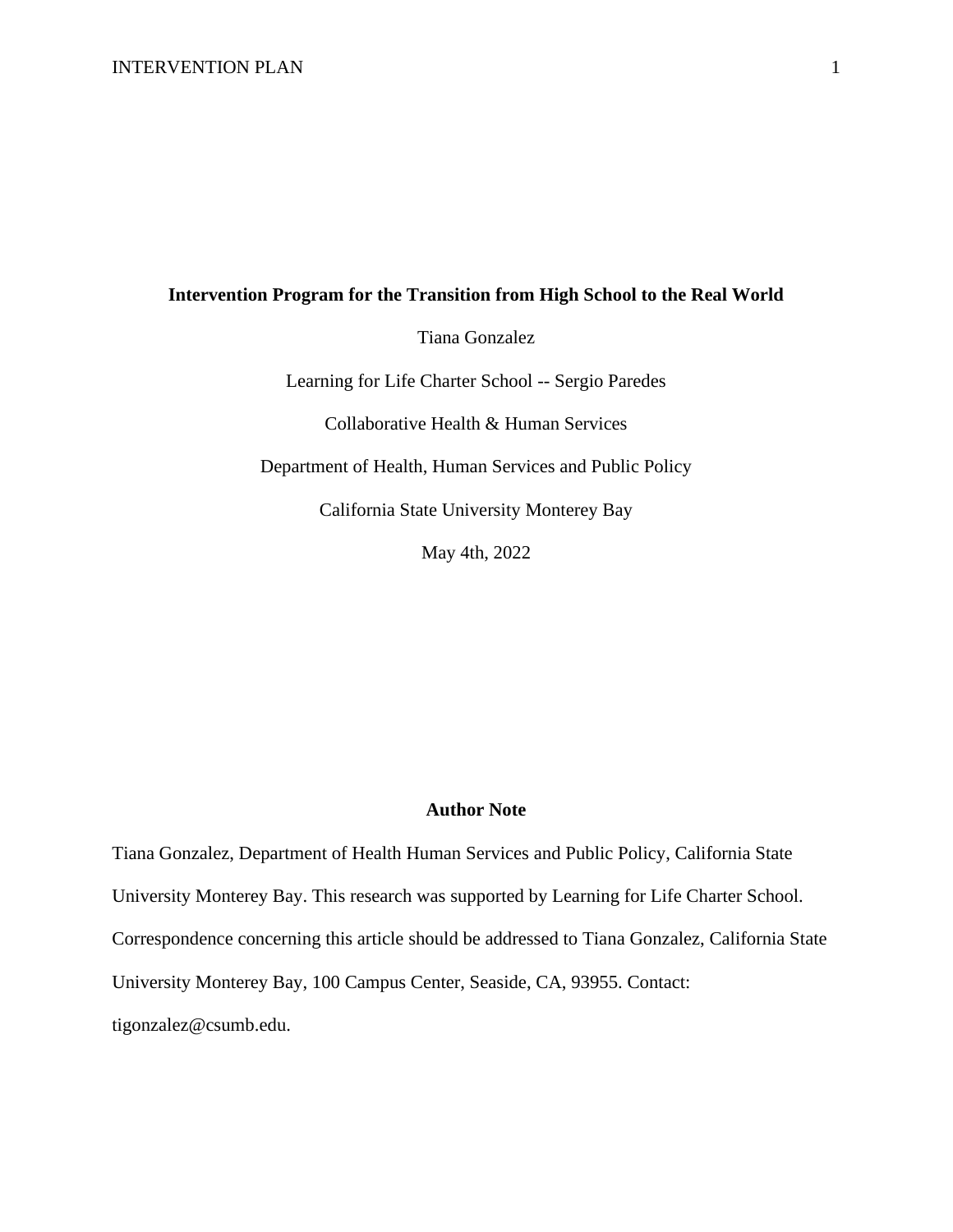**Intervention Program for the Transition from High School to the Real World**

Tiana Gonzalez

Learning for Life Charter School -- Sergio Paredes

Collaborative Health & Human Services

Department of Health, Human Services and Public Policy

California State University Monterey Bay

May 4th, 2022

**Author Note**

Tiana Gonzalez, Department of Health Human Services and Public Policy, California State University Monterey Bay. This research was supported by Learning for Life Charter School. Correspondence concerning this article should be addressed to Tiana Gonzalez, California State University Monterey Bay, 100 Campus Center, Seaside, CA, 93955. Contact: tigonzalez@csumb.edu.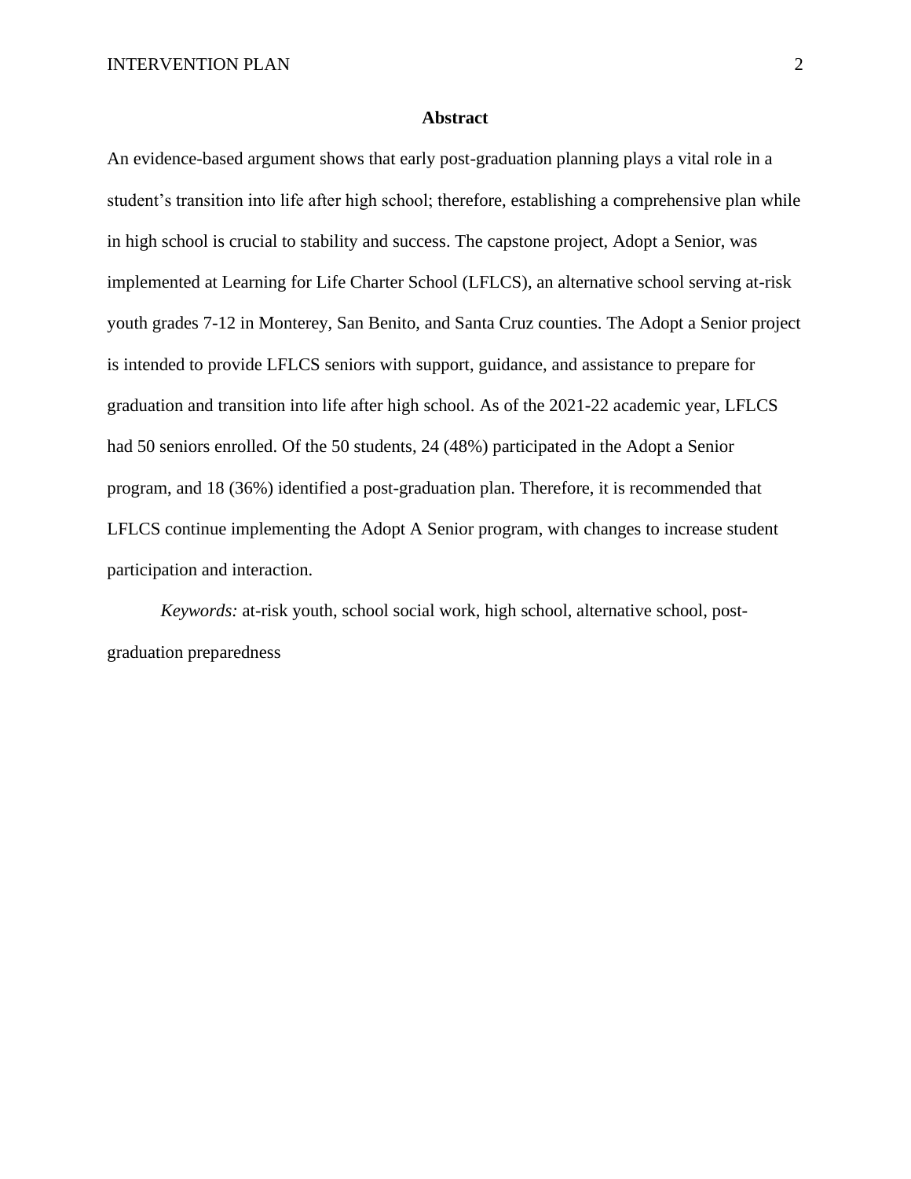## Abstract

An evidence-based argument shows that early post-graduation planning plays a vital role in a student's transition into life after high school; therefore, establishing a comprehensive plan while in high school is crucial to stability and success. The capstone project, Adopt a Senior, was implemented at Learning for Life Charter School (LFLCS), an alternative school serving at-risk youth grades 7-12 in Monterey, San Benito, and Santa Cruz counties. The Adopt a Senior project is intended to provide LFLCS seniors with support, guidance, and assistance to prepare for graduation and transition into life after high school. As of the 2021-22 academic year, LFLCS had 50 seniors enrolled. Of the 50 students, 24 (48%) participated in the Adopt a Senior program, and 18 (36%) identified a post-graduation plan. Therefore, it is recommended that LFLCS continue implementing the Adopt A Senior program, with changes to increase student participation and interaction.

*Keywords:* at-risk youth, school social work, high school, alternative school, post-graduation preparedness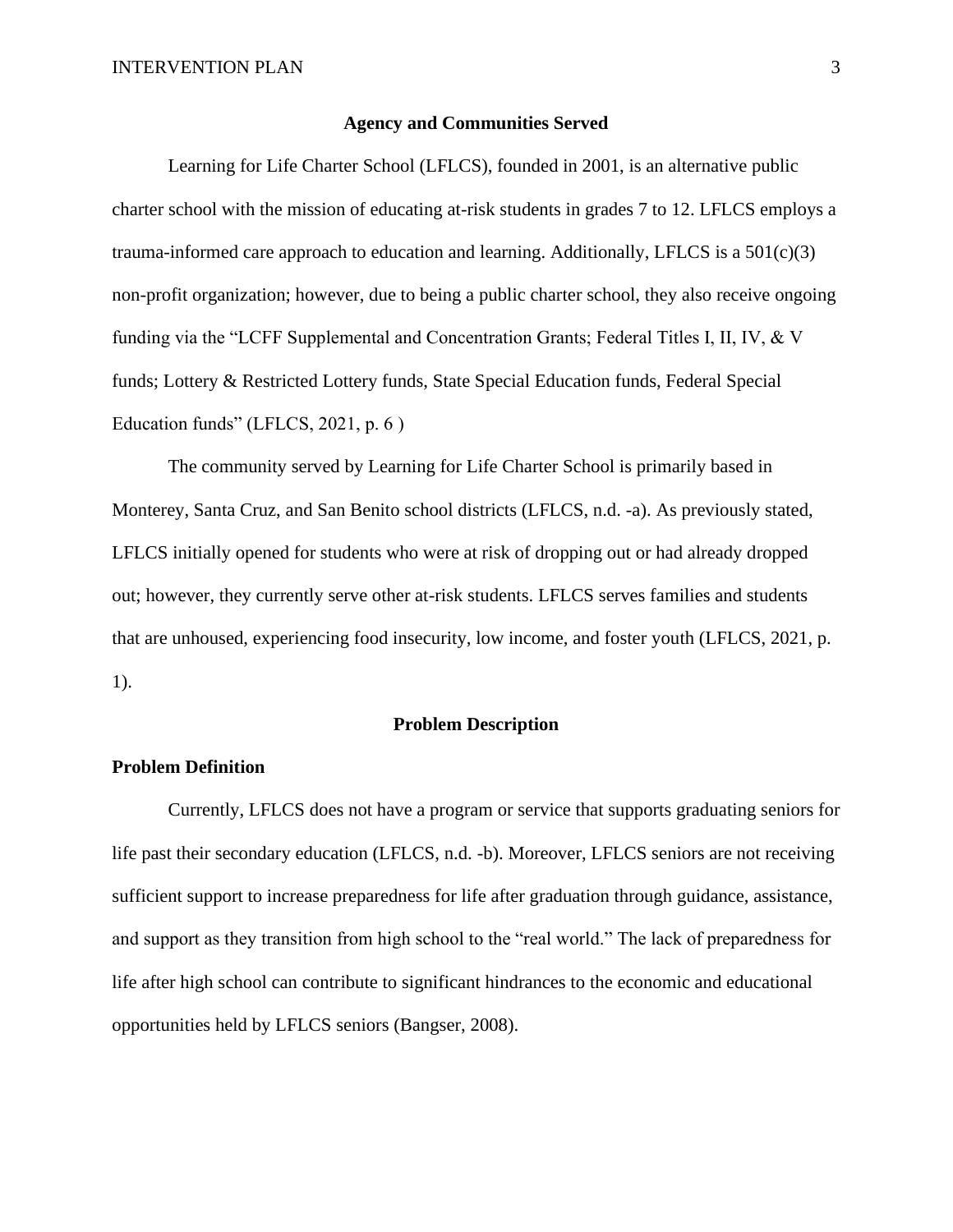## Agency and Communities Served

Learning for Life Charter School (LFLCS), founded in 2001, is an alternative public charter school with the mission of educating at-risk students in grades 7 to 12. LFLCS employs a trauma-informed care approach to education and learning. Additionally, LFLCS is a 501(c)(3) non-profit organization; however, due to being a public charter school, they also receive ongoing funding via the "LCFF Supplemental and Concentration Grants; Federal Titles I, II, IV, & V funds; Lottery & Restricted Lottery funds, State Special Education funds, Federal Special Education funds" (LFLCS, 2021, p. 6 )

The community served by Learning for Life Charter School is primarily based in Monterey, Santa Cruz, and San Benito school districts (LFLCS, n.d. -a). As previously stated, LFLCS initially opened for students who were at risk of dropping out or had already dropped out; however, they currently serve other at-risk students. LFLCS serves families and students that are unhoused, experiencing food insecurity, low income, and foster youth (LFLCS, 2021, p. 1).

## Problem Description

### Problem Definition

Currently, LFLCS does not have a program or service that supports graduating seniors for life past their secondary education (LFLCS, n.d. -b). Moreover, LFLCS seniors are not receiving sufficient support to increase preparedness for life after graduation through guidance, assistance, and support as they transition from high school to the "real world." The lack of preparedness for life after high school can contribute to significant hindrances to the economic and educational opportunities held by LFLCS seniors (Bangser, 2008).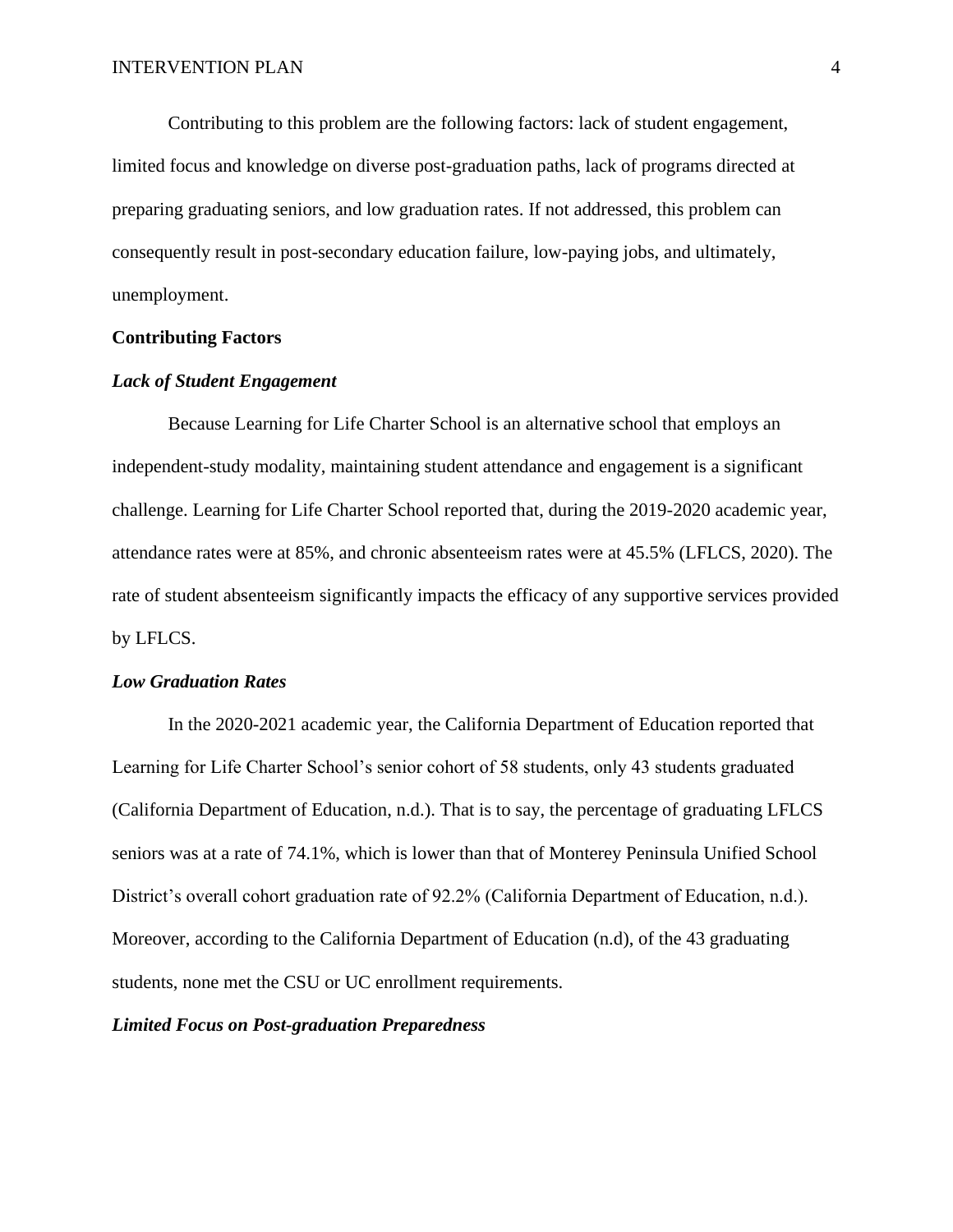Contributing to this problem are the following factors: lack of student engagement, limited focus and knowledge on diverse post-graduation paths, lack of programs directed at preparing graduating seniors, and low graduation rates. If not addressed, this problem can consequently result in post-secondary education failure, low-paying jobs, and ultimately, unemployment.

## Contributing Factors

### *Lack of Student Engagement*

Because Learning for Life Charter School is an alternative school that employs an independent-study modality, maintaining student attendance and engagement is a significant challenge. Learning for Life Charter School reported that, during the 2019-2020 academic year, attendance rates were at 85%, and chronic absenteeism rates were at 45.5% (LFLCS, 2020). The rate of student absenteeism significantly impacts the efficacy of any supportive services provided by LFLCS.

### *Low Graduation Rates*

In the 2020-2021 academic year, the California Department of Education reported that Learning for Life Charter School's senior cohort of 58 students, only 43 students graduated (California Department of Education, n.d.). That is to say, the percentage of graduating LFLCS seniors was at a rate of 74.1%, which is lower than that of Monterey Peninsula Unified School District's overall cohort graduation rate of 92.2% (California Department of Education, n.d.). Moreover, according to the California Department of Education (n.d), of the 43 graduating students, none met the CSU or UC enrollment requirements.

### *Limited Focus on Post-graduation Preparedness*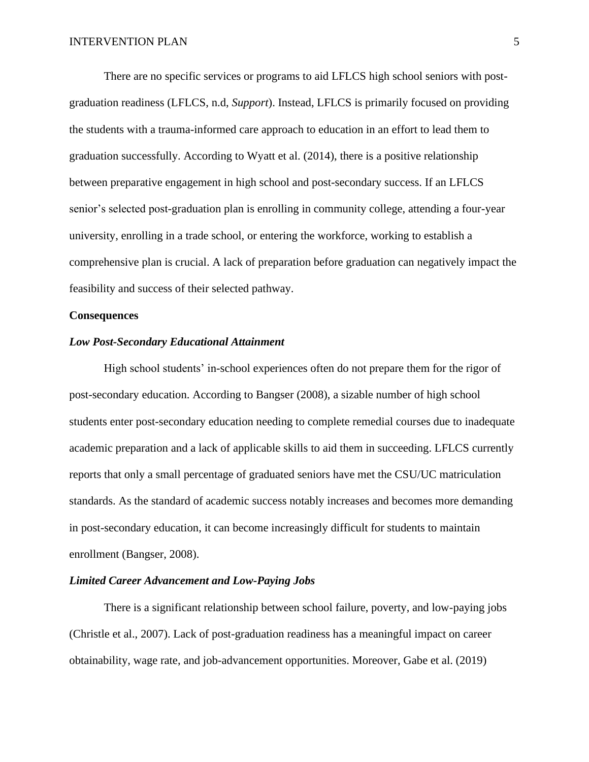There are no specific services or programs to aid LFLCS high school seniors with post-graduation readiness (LFLCS, n.d, *Support*). Instead, LFLCS is primarily focused on providing the students with a trauma-informed care approach to education in an effort to lead them to graduation successfully. According to Wyatt et al. (2014), there is a positive relationship between preparative engagement in high school and post-secondary success. If an LFLCS senior's selected post-graduation plan is enrolling in community college, attending a four-year university, enrolling in a trade school, or entering the workforce, working to establish a comprehensive plan is crucial. A lack of preparation before graduation can negatively impact the feasibility and success of their selected pathway.

## Consequences

### *Low Post-Secondary Educational Attainment*

High school students' in-school experiences often do not prepare them for the rigor of post-secondary education. According to Bangser (2008), a sizable number of high school students enter post-secondary education needing to complete remedial courses due to inadequate academic preparation and a lack of applicable skills to aid them in succeeding. LFLCS currently reports that only a small percentage of graduated seniors have met the CSU/UC matriculation standards. As the standard of academic success notably increases and becomes more demanding in post-secondary education, it can become increasingly difficult for students to maintain enrollment (Bangser, 2008).

### *Limited Career Advancement and Low-Paying Jobs*

There is a significant relationship between school failure, poverty, and low-paying jobs (Christle et al., 2007). Lack of post-graduation readiness has a meaningful impact on career obtainability, wage rate, and job-advancement opportunities. Moreover, Gabe et al. (2019)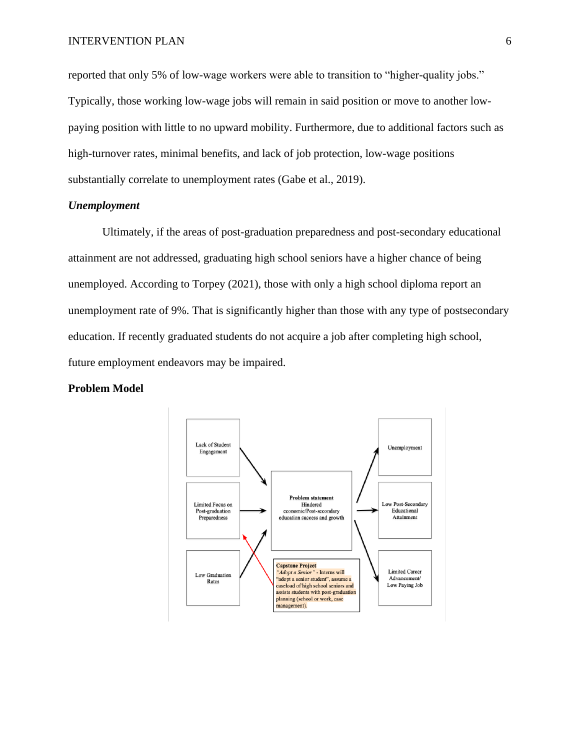reported that only 5% of low-wage workers were able to transition to "higher-quality jobs." Typically, those working low-wage jobs will remain in said position or move to another low-paying position with little to no upward mobility. Furthermore, due to additional factors such as high-turnover rates, minimal benefits, and lack of job protection, low-wage positions substantially correlate to unemployment rates (Gabe et al., 2019).

### *Unemployment*

Ultimately, if the areas of post-graduation preparedness and post-secondary educational attainment are not addressed, graduating high school seniors have a higher chance of being unemployed. According to Torpey (2021), those with only a high school diploma report an unemployment rate of 9%. That is significantly higher than those with any type of postsecondary education. If recently graduated students do not acquire a job after completing high school, future employment endeavors may be impaired.

## Problem Model

Lack of Student Engagement

Limited Focus on Post-graduation Preparedness

Low Graduation Rates

**Problem statement**
Hindered economic/Post-secondary education success and growth

Unemployment

Low Post-Secondary Educational Attainment

Limited Career Advancement/ Low Paying Job

**Capstone Project**
*"Adopt a Senior"* - Interns will "adopt a senior student", assume a caseload of high school seniors and assists students with post-graduation planning (school or work, case management).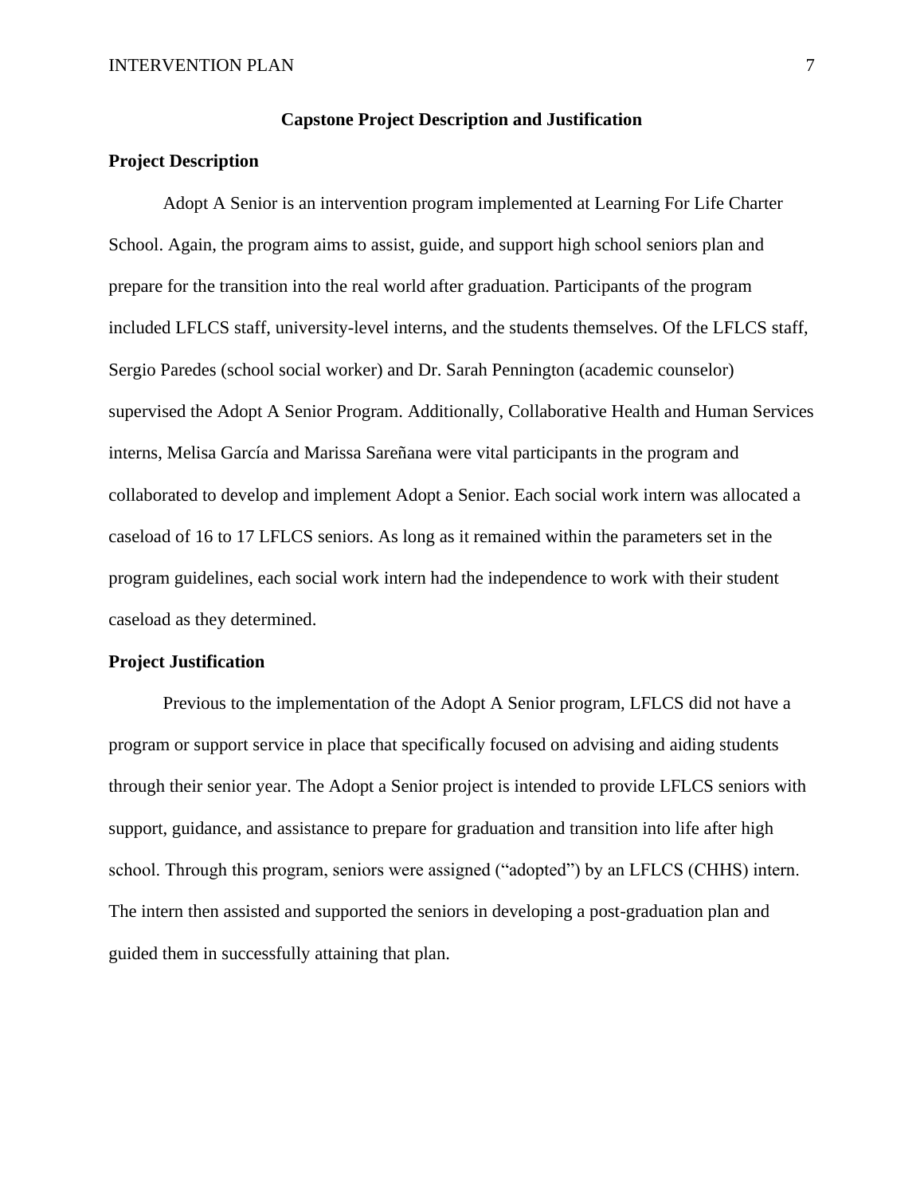# Capstone Project Description and Justification

## Project Description

Adopt A Senior is an intervention program implemented at Learning For Life Charter School. Again, the program aims to assist, guide, and support high school seniors plan and prepare for the transition into the real world after graduation. Participants of the program included LFLCS staff, university-level interns, and the students themselves. Of the LFLCS staff, Sergio Paredes (school social worker) and Dr. Sarah Pennington (academic counselor) supervised the Adopt A Senior Program. Additionally, Collaborative Health and Human Services interns, Melisa García and Marissa Sareñana were vital participants in the program and collaborated to develop and implement Adopt a Senior. Each social work intern was allocated a caseload of 16 to 17 LFLCS seniors. As long as it remained within the parameters set in the program guidelines, each social work intern had the independence to work with their student caseload as they determined.

## Project Justification

Previous to the implementation of the Adopt A Senior program, LFLCS did not have a program or support service in place that specifically focused on advising and aiding students through their senior year. The Adopt a Senior project is intended to provide LFLCS seniors with support, guidance, and assistance to prepare for graduation and transition into life after high school. Through this program, seniors were assigned ("adopted") by an LFLCS (CHHS) intern. The intern then assisted and supported the seniors in developing a post-graduation plan and guided them in successfully attaining that plan.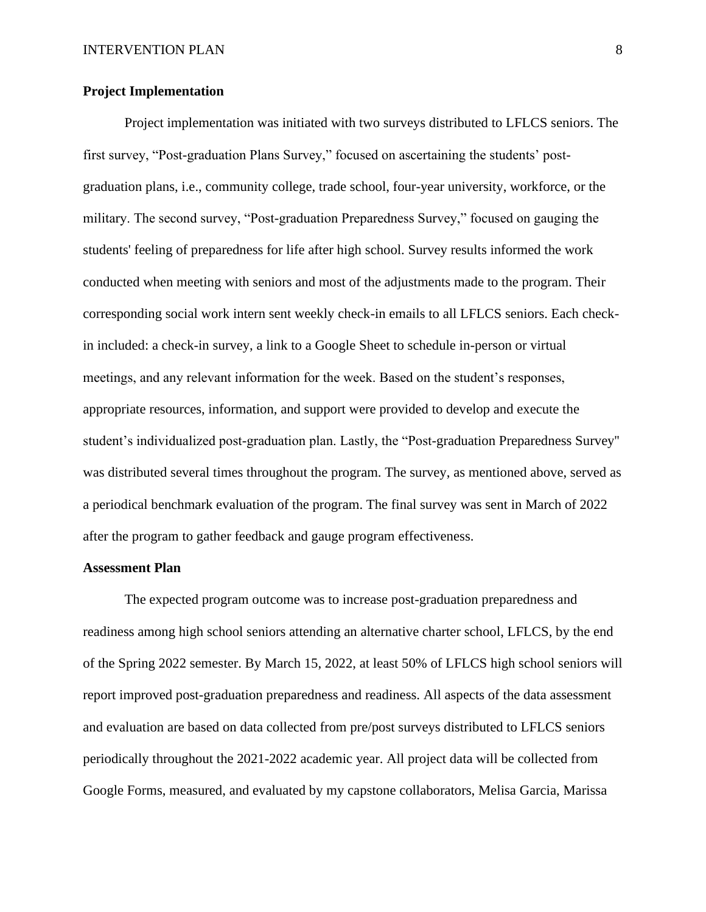## Project Implementation

Project implementation was initiated with two surveys distributed to LFLCS seniors. The first survey, "Post-graduation Plans Survey," focused on ascertaining the students' post-graduation plans, i.e., community college, trade school, four-year university, workforce, or the military. The second survey, "Post-graduation Preparedness Survey," focused on gauging the students' feeling of preparedness for life after high school. Survey results informed the work conducted when meeting with seniors and most of the adjustments made to the program. Their corresponding social work intern sent weekly check-in emails to all LFLCS seniors. Each check-in included: a check-in survey, a link to a Google Sheet to schedule in-person or virtual meetings, and any relevant information for the week. Based on the student's responses, appropriate resources, information, and support were provided to develop and execute the student's individualized post-graduation plan. Lastly, the "Post-graduation Preparedness Survey" was distributed several times throughout the program. The survey, as mentioned above, served as a periodical benchmark evaluation of the program. The final survey was sent in March of 2022 after the program to gather feedback and gauge program effectiveness.

## Assessment Plan

The expected program outcome was to increase post-graduation preparedness and readiness among high school seniors attending an alternative charter school, LFLCS, by the end of the Spring 2022 semester. By March 15, 2022, at least 50% of LFLCS high school seniors will report improved post-graduation preparedness and readiness. All aspects of the data assessment and evaluation are based on data collected from pre/post surveys distributed to LFLCS seniors periodically throughout the 2021-2022 academic year. All project data will be collected from Google Forms, measured, and evaluated by my capstone collaborators, Melisa Garcia, Marissa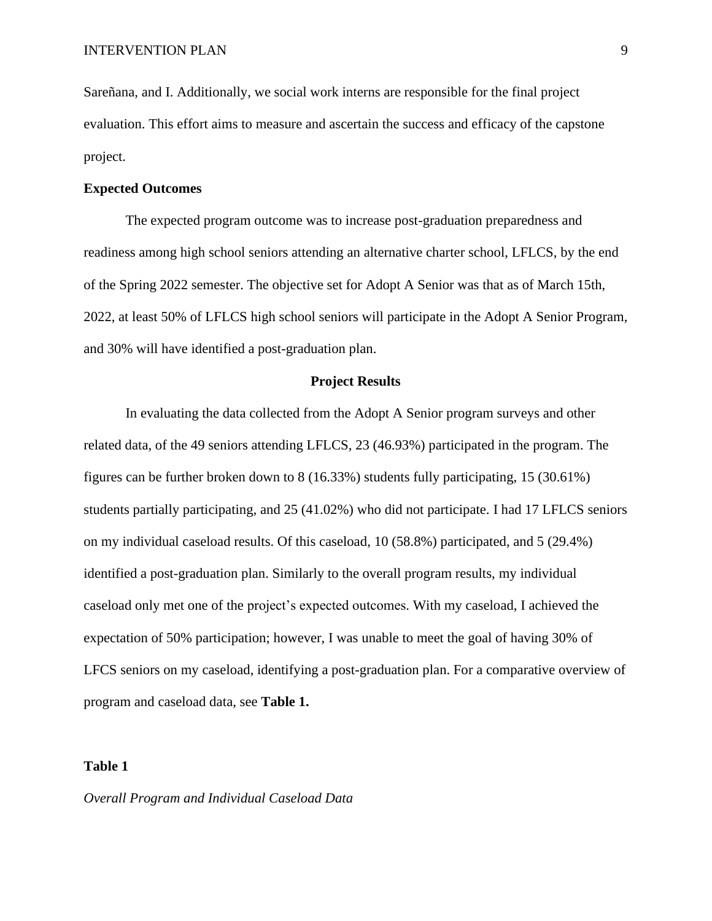Sareñana, and I. Additionally, we social work interns are responsible for the final project evaluation. This effort aims to measure and ascertain the success and efficacy of the capstone project.

**Expected Outcomes**

The expected program outcome was to increase post-graduation preparedness and readiness among high school seniors attending an alternative charter school, LFLCS, by the end of the Spring 2022 semester. The objective set for Adopt A Senior was that as of March 15th, 2022, at least 50% of LFLCS high school seniors will participate in the Adopt A Senior Program, and 30% will have identified a post-graduation plan.

## Project Results

In evaluating the data collected from the Adopt A Senior program surveys and other related data, of the 49 seniors attending LFLCS, 23 (46.93%) participated in the program. The figures can be further broken down to 8 (16.33%) students fully participating, 15 (30.61%) students partially participating, and 25 (41.02%) who did not participate. I had 17 LFLCS seniors on my individual caseload results. Of this caseload, 10 (58.8%) participated, and 5 (29.4%) identified a post-graduation plan. Similarly to the overall program results, my individual caseload only met one of the project's expected outcomes. With my caseload, I achieved the expectation of 50% participation; however, I was unable to meet the goal of having 30% of LFCS seniors on my caseload, identifying a post-graduation plan. For a comparative overview of program and caseload data, see **Table 1.**

**Table 1**

*Overall Program and Individual Caseload Data*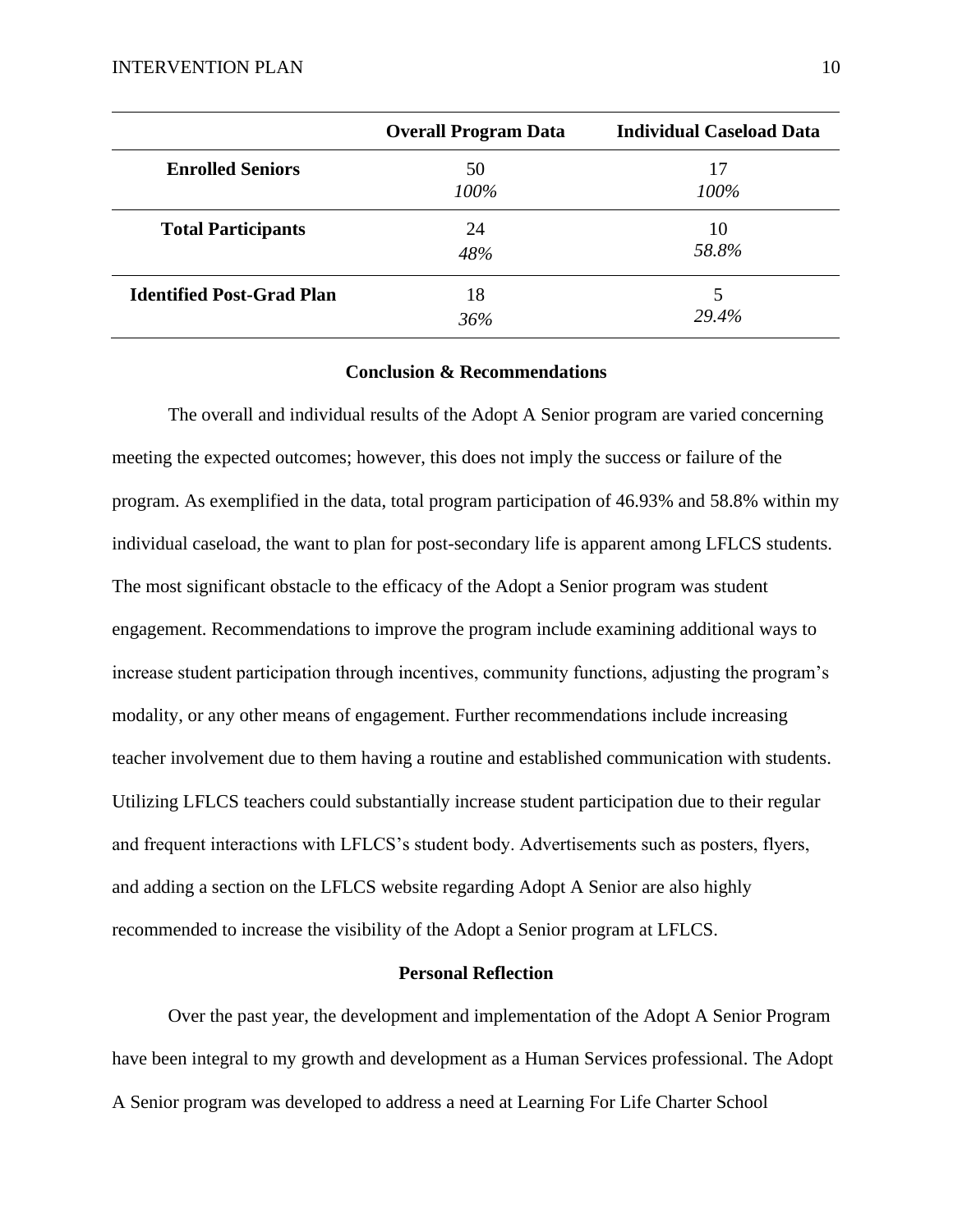| | Overall Program Data | Individual Caseload Data |
|---|---|---|
| **Enrolled Seniors** | 50<br>*100%* | 17<br>*100%* |
| **Total Participants** | 24<br>*48%* | 10<br>*58.8%* |
| **Identified Post-Grad Plan** | 18<br>*36%* | 5<br>*29.4%* |

## Conclusion & Recommendations

The overall and individual results of the Adopt A Senior program are varied concerning meeting the expected outcomes; however, this does not imply the success or failure of the program. As exemplified in the data, total program participation of 46.93% and 58.8% within my individual caseload, the want to plan for post-secondary life is apparent among LFLCS students. The most significant obstacle to the efficacy of the Adopt a Senior program was student engagement. Recommendations to improve the program include examining additional ways to increase student participation through incentives, community functions, adjusting the program's modality, or any other means of engagement. Further recommendations include increasing teacher involvement due to them having a routine and established communication with students. Utilizing LFLCS teachers could substantially increase student participation due to their regular and frequent interactions with LFLCS's student body. Advertisements such as posters, flyers, and adding a section on the LFLCS website regarding Adopt A Senior are also highly recommended to increase the visibility of the Adopt a Senior program at LFLCS.

## Personal Reflection

Over the past year, the development and implementation of the Adopt A Senior Program have been integral to my growth and development as a Human Services professional. The Adopt A Senior program was developed to address a need at Learning For Life Charter School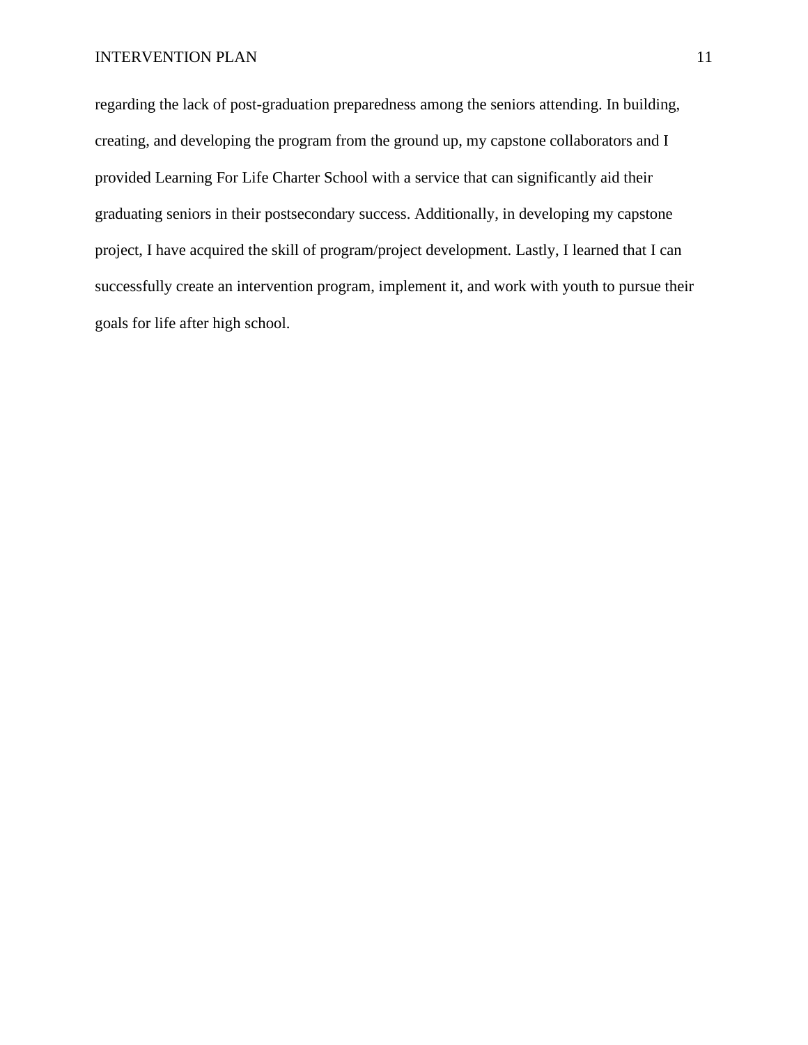regarding the lack of post-graduation preparedness among the seniors attending. In building, creating, and developing the program from the ground up, my capstone collaborators and I provided Learning For Life Charter School with a service that can significantly aid their graduating seniors in their postsecondary success. Additionally, in developing my capstone project, I have acquired the skill of program/project development. Lastly, I learned that I can successfully create an intervention program, implement it, and work with youth to pursue their goals for life after high school.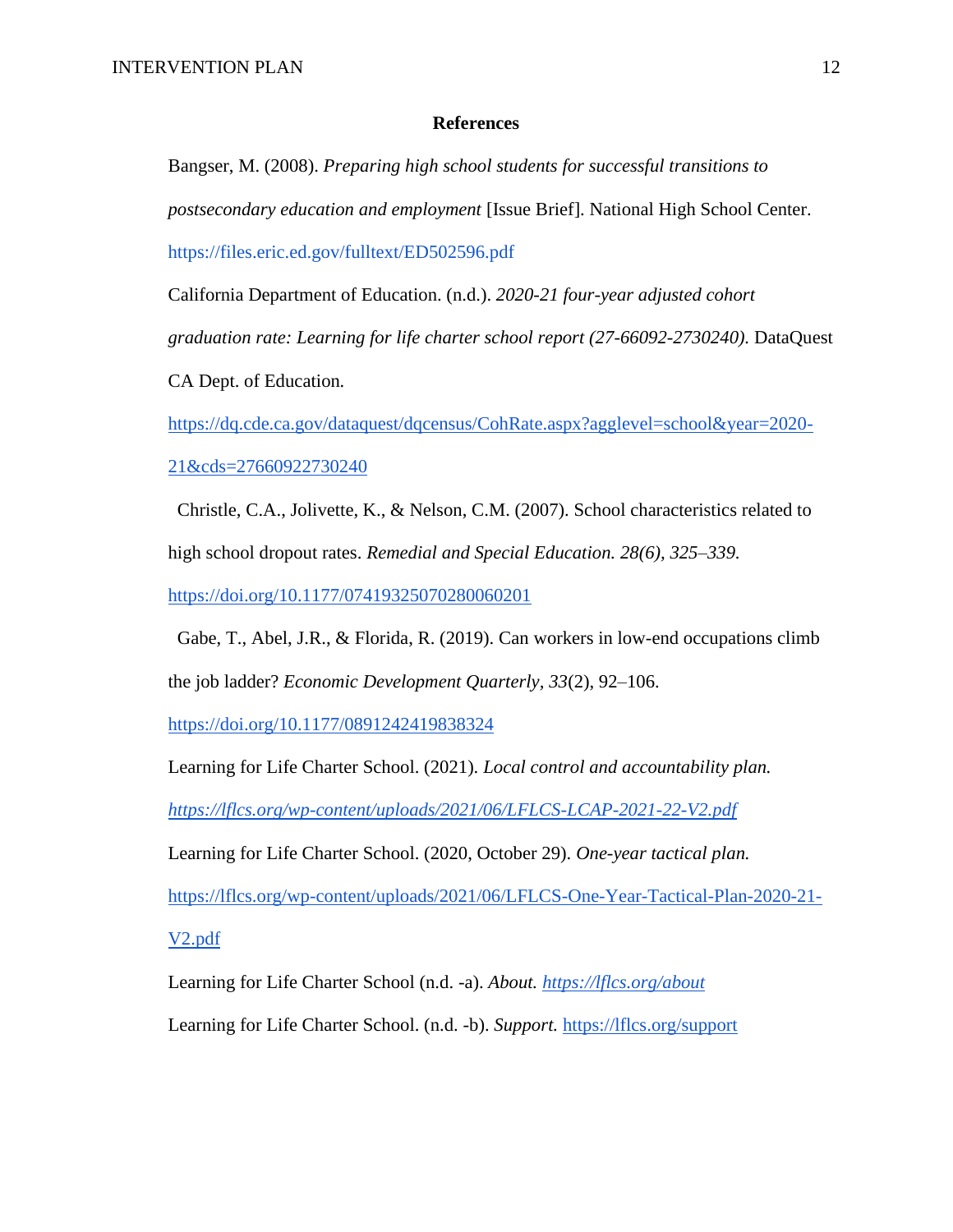**References**

Bangser, M. (2008). *Preparing high school students for successful transitions to postsecondary education and employment* [Issue Brief]. National High School Center. https://files.eric.ed.gov/fulltext/ED502596.pdf

California Department of Education. (n.d.). *2020-21 four-year adjusted cohort graduation rate: Learning for life charter school report (27-66092-2730240).* DataQuest CA Dept. of Education. https://dq.cde.ca.gov/dataquest/dqcensus/CohRate.aspx?agglevel=school&year=2020-21&cds=27660922730240

Christle, C.A., Jolivette, K., & Nelson, C.M. (2007). School characteristics related to high school dropout rates. *Remedial and Special Education. 28(6), 325–339.* https://doi.org/10.1177/07419325070280060201

Gabe, T., Abel, J.R., & Florida, R. (2019). Can workers in low-end occupations climb the job ladder? *Economic Development Quarterly*, *33*(2), 92–106. https://doi.org/10.1177/0891242419838324

Learning for Life Charter School. (2021). *Local control and accountability plan.* *https://lflcs.org/wp-content/uploads/2021/06/LFLCS-LCAP-2021-22-V2.pdf*

Learning for Life Charter School. (2020, October 29). *One-year tactical plan.* https://lflcs.org/wp-content/uploads/2021/06/LFLCS-One-Year-Tactical-Plan-2020-21-V2.pdf

Learning for Life Charter School (n.d. -a). *About. https://lflcs.org/about*

Learning for Life Charter School. (n.d. -b). *Support.* https://lflcs.org/support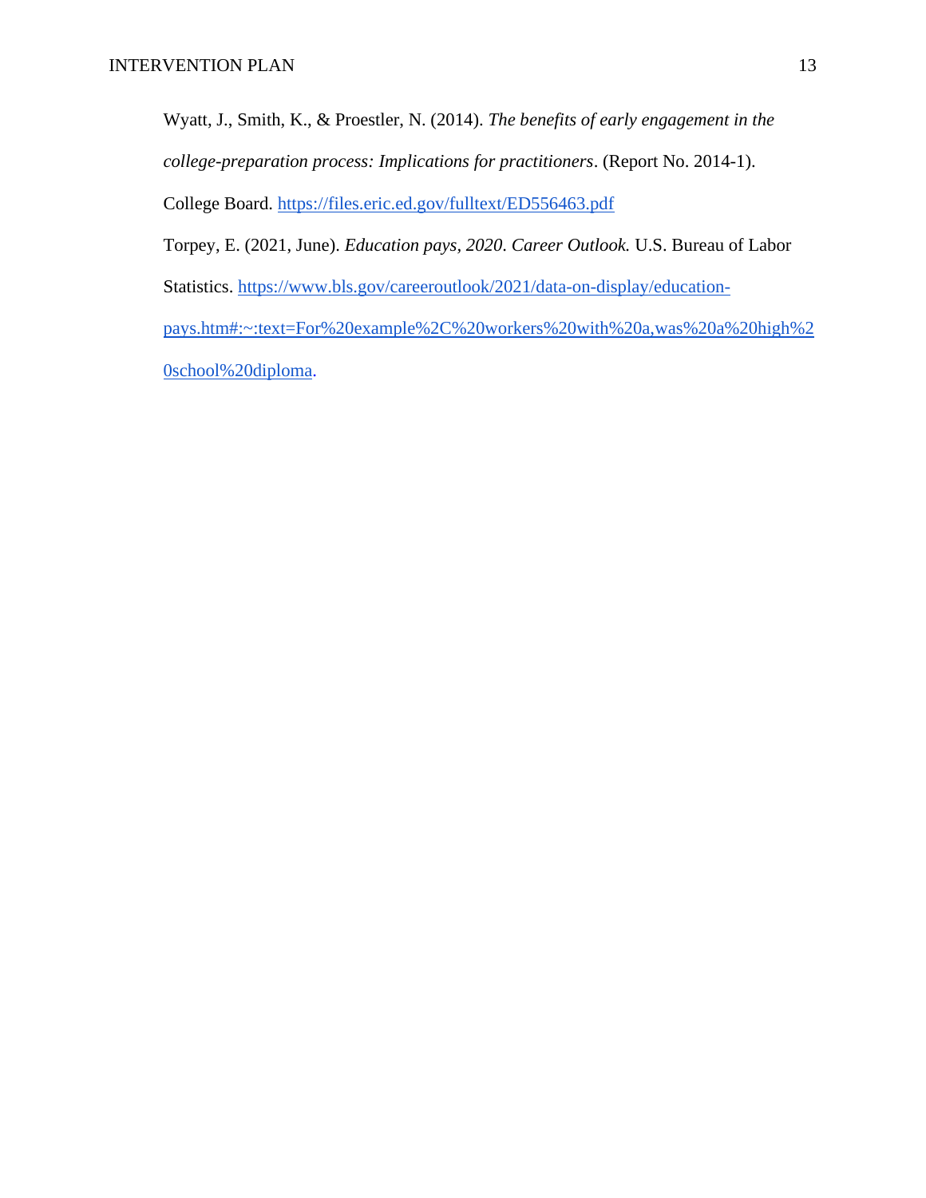Wyatt, J., Smith, K., & Proestler, N. (2014). *The benefits of early engagement in the college-preparation process: Implications for practitioners*. (Report No. 2014-1). College Board. https://files.eric.ed.gov/fulltext/ED556463.pdf

Torpey, E. (2021, June). *Education pays, 2020. Career Outlook.* U.S. Bureau of Labor Statistics. https://www.bls.gov/careeroutlook/2021/data-on-display/education-pays.htm#:~:text=For%20example%2C%20workers%20with%20a,was%20a%20high%20school%20diploma.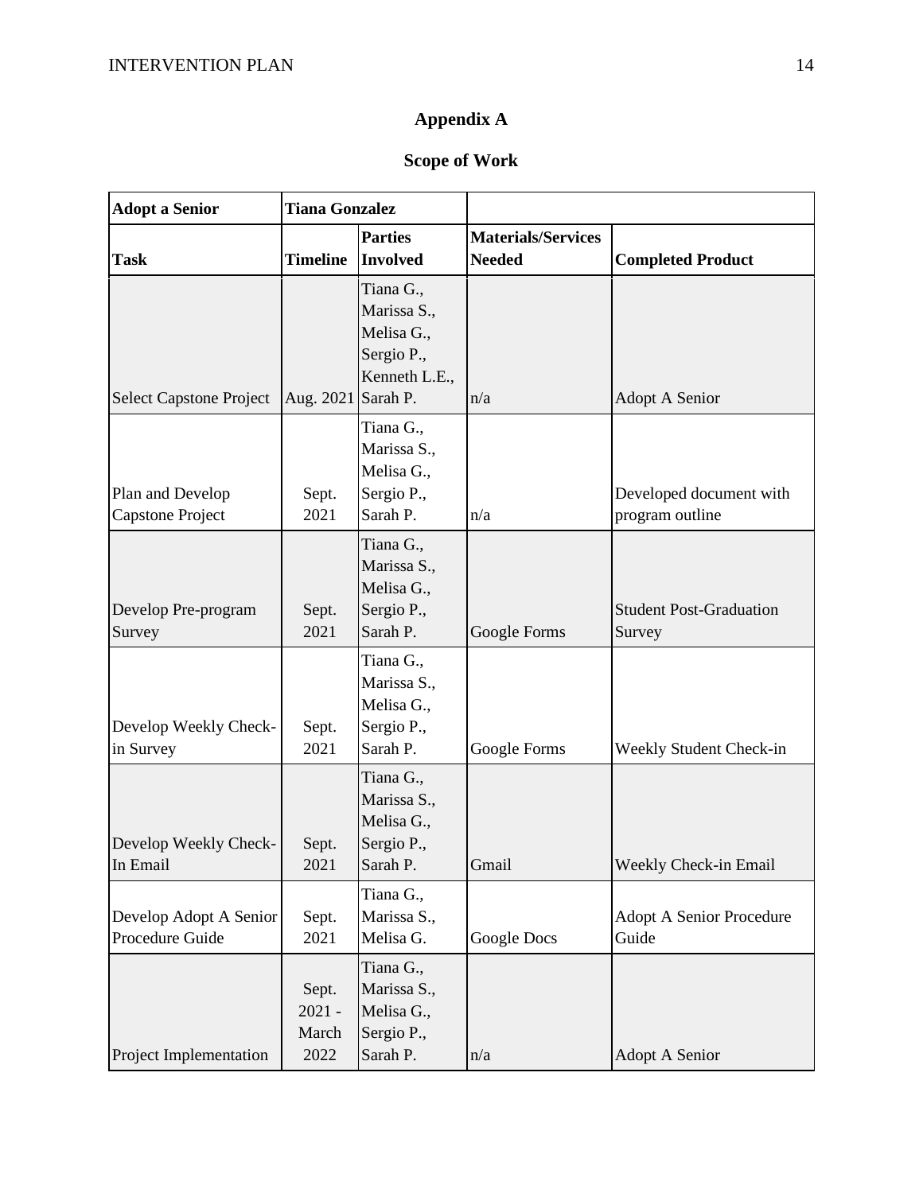# Appendix A

## Scope of Work

| Adopt a Senior | Tiana Gonzalez | | | |
|---|---|---|---|---|
| **Task** | **Timeline** | **Parties Involved** | **Materials/Services Needed** | **Completed Product** |
| Select Capstone Project | Aug. 2021 | Tiana G., Marissa S., Melisa G., Sergio P., Kenneth L.E., Sarah P. | n/a | Adopt A Senior |
| Plan and Develop Capstone Project | Sept. 2021 | Tiana G., Marissa S., Melisa G., Sergio P., Sarah P. | n/a | Developed document with program outline |
| Develop Pre-program Survey | Sept. 2021 | Tiana G., Marissa S., Melisa G., Sergio P., Sarah P. | Google Forms | Student Post-Graduation Survey |
| Develop Weekly Check-in Survey | Sept. 2021 | Tiana G., Marissa S., Melisa G., Sergio P., Sarah P. | Google Forms | Weekly Student Check-in |
| Develop Weekly Check-In Email | Sept. 2021 | Tiana G., Marissa S., Melisa G., Sergio P., Sarah P. | Gmail | Weekly Check-in Email |
| Develop Adopt A Senior Procedure Guide | Sept. 2021 | Tiana G., Marissa S., Melisa G. | Google Docs | Adopt A Senior Procedure Guide |
| Project Implementation | Sept. 2021 - March 2022 | Tiana G., Marissa S., Melisa G., Sergio P., Sarah P. | n/a | Adopt A Senior |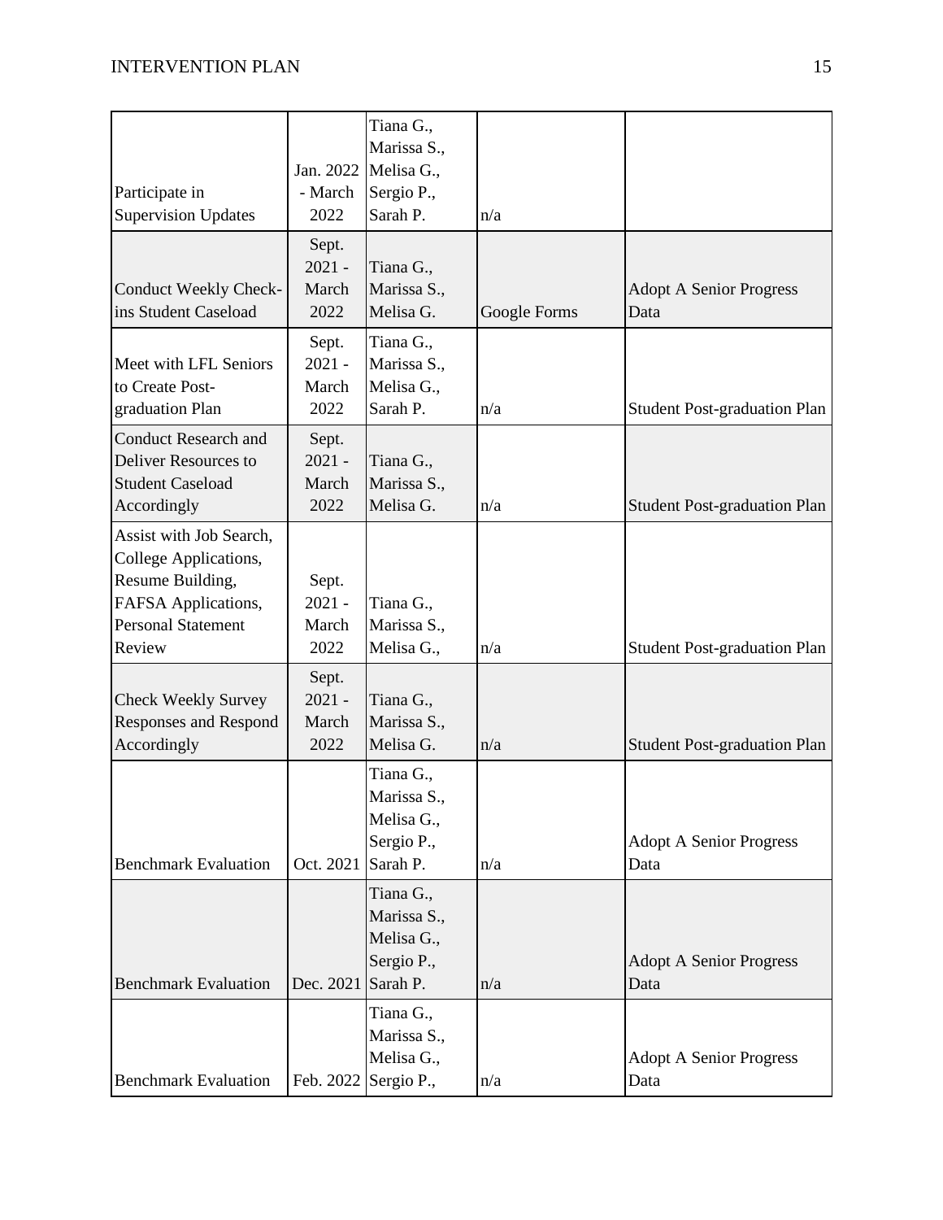| | | | | |
|---|---|---|---|---|
| Participate in Supervision Updates | Jan. 2022 - March 2022 | Tiana G., Marissa S., Melisa G., Sergio P., Sarah P. | n/a | |
| Conduct Weekly Check-ins Student Caseload | Sept. 2021 - March 2022 | Tiana G., Marissa S., Melisa G. | Google Forms | Adopt A Senior Progress Data |
| Meet with LFL Seniors to Create Post-graduation Plan | Sept. 2021 - March 2022 | Tiana G., Marissa S., Melisa G., Sarah P. | n/a | Student Post-graduation Plan |
| Conduct Research and Deliver Resources to Student Caseload Accordingly | Sept. 2021 - March 2022 | Tiana G., Marissa S., Melisa G. | n/a | Student Post-graduation Plan |
| Assist with Job Search, College Applications, Resume Building, FAFSA Applications, Personal Statement Review | Sept. 2021 - March 2022 | Tiana G., Marissa S., Melisa G., | n/a | Student Post-graduation Plan |
| Check Weekly Survey Responses and Respond Accordingly | Sept. 2021 - March 2022 | Tiana G., Marissa S., Melisa G. | n/a | Student Post-graduation Plan |
| Benchmark Evaluation | Oct. 2021 | Tiana G., Marissa S., Melisa G., Sergio P., Sarah P. | n/a | Adopt A Senior Progress Data |
| Benchmark Evaluation | Dec. 2021 | Tiana G., Marissa S., Melisa G., Sergio P., Sarah P. | n/a | Adopt A Senior Progress Data |
| Benchmark Evaluation | Feb. 2022 | Tiana G., Marissa S., Melisa G., Sergio P., | n/a | Adopt A Senior Progress Data |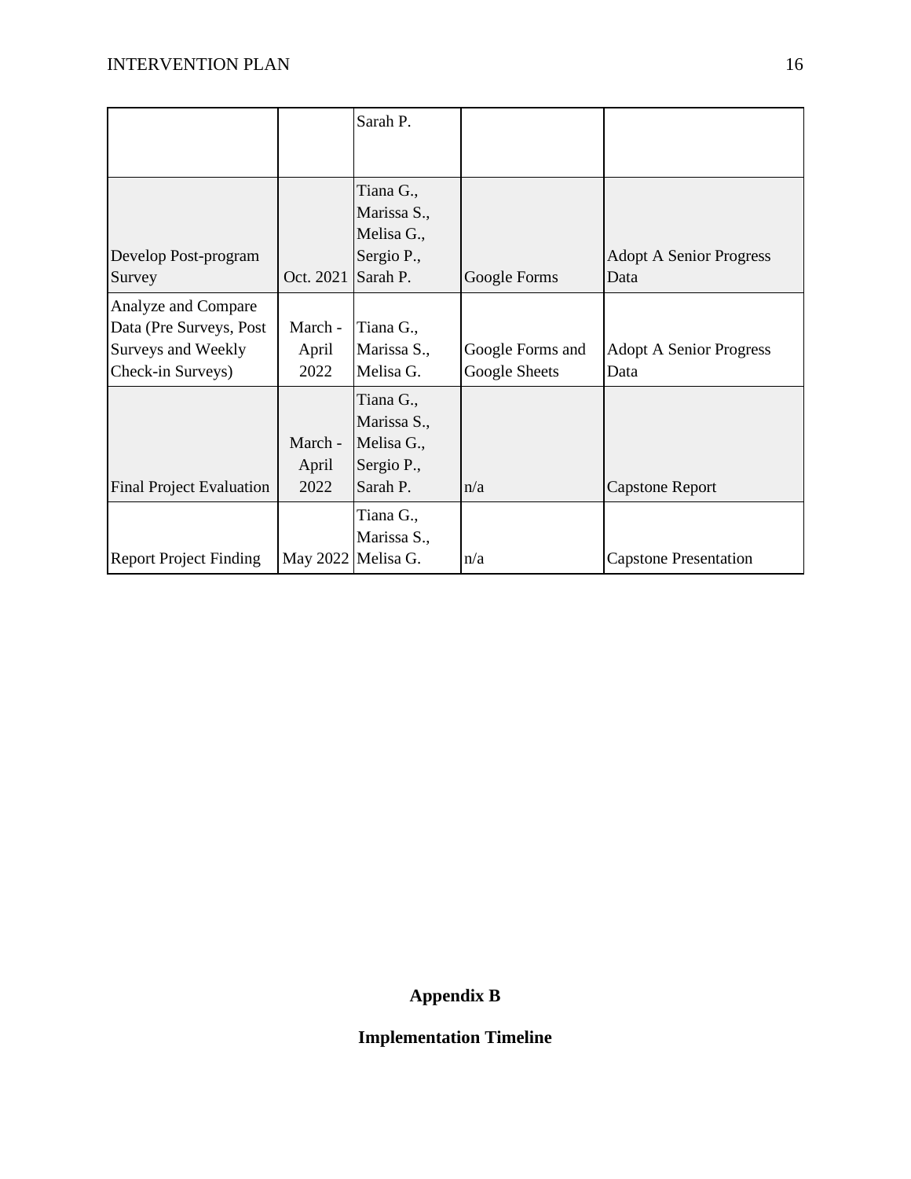|  |  | Sarah P. |  |  |
| --- | --- | --- | --- | --- |
| Develop Post-program Survey | Oct. 2021 | Tiana G., Marissa S., Melisa G., Sergio P., Sarah P. | Google Forms | Adopt A Senior Progress Data |
| Analyze and Compare Data (Pre Surveys, Post Surveys and Weekly Check-in Surveys) | March - April 2022 | Tiana G., Marissa S., Melisa G. | Google Forms and Google Sheets | Adopt A Senior Progress Data |
| Final Project Evaluation | March - April 2022 | Tiana G., Marissa S., Melisa G., Sergio P., Sarah P. | n/a | Capstone Report |
| Report Project Finding | May 2022 | Tiana G., Marissa S., Melisa G. | n/a | Capstone Presentation |

## Appendix B

## Implementation Timeline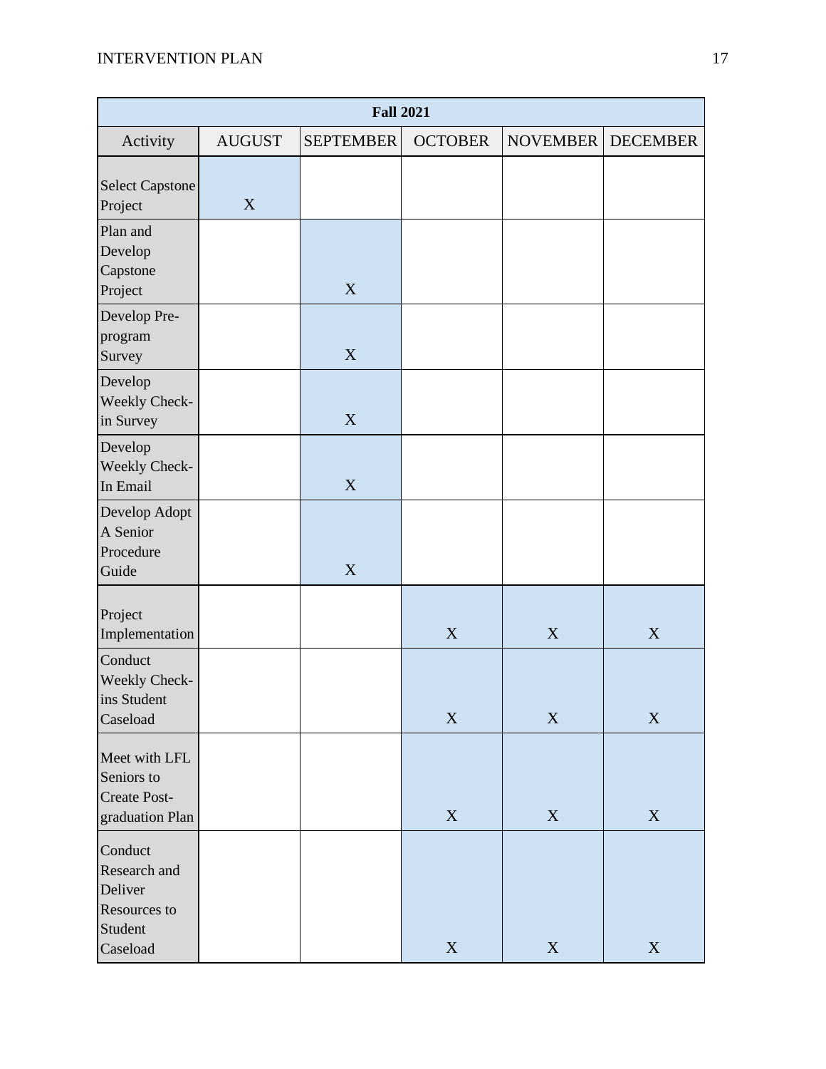| Fall 2021 | | | | | |
|---|---|---|---|---|---|
| Activity | AUGUST | SEPTEMBER | OCTOBER | NOVEMBER | DECEMBER |
| Select Capstone Project | X | | | | |
| Plan and Develop Capstone Project | | X | | | |
| Develop Pre-program Survey | | X | | | |
| Develop Weekly Check-in Survey | | X | | | |
| Develop Weekly Check-In Email | | X | | | |
| Develop Adopt A Senior Procedure Guide | | X | | | |
| Project Implementation | | | X | X | X |
| Conduct Weekly Check-ins Student Caseload | | | X | X | X |
| Meet with LFL Seniors to Create Post-graduation Plan | | | X | X | X |
| Conduct Research and Deliver Resources to Student Caseload | | | X | X | X |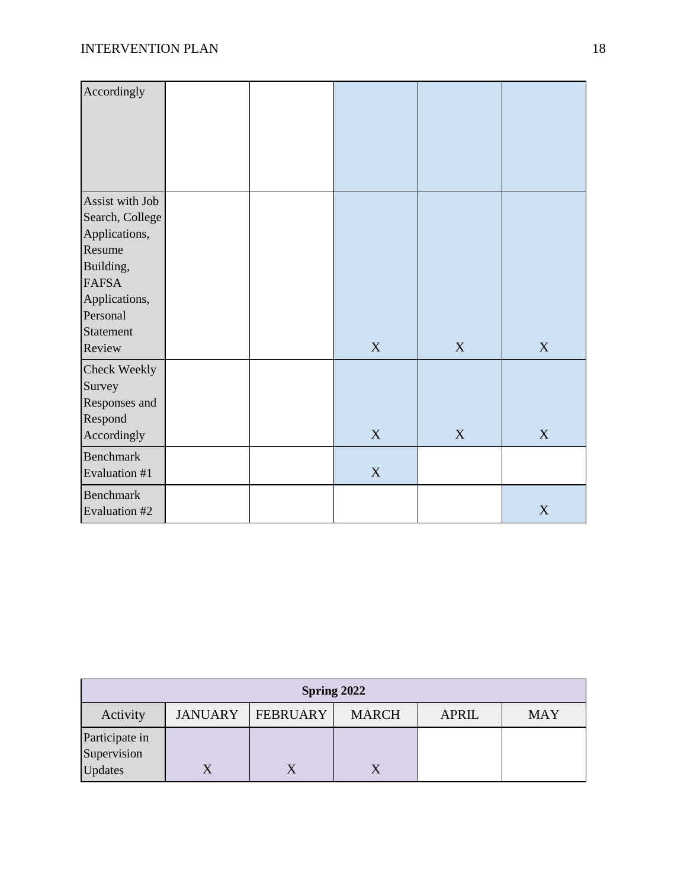| | | | | | |
|---|---|---|---|---|---|
| Accordingly | | | | | |
| Assist with Job Search, College Applications, Resume Building, FAFSA Applications, Personal Statement Review | | | X | X | X |
| Check Weekly Survey Responses and Respond Accordingly | | | X | X | X |
| Benchmark Evaluation #1 | | | X | | |
| Benchmark Evaluation #2 | | | | | X |

| Spring 2022 | | | | | |
|---|---|---|---|---|---|
| Activity | JANUARY | FEBRUARY | MARCH | APRIL | MAY |
| Participate in Supervision Updates | X | X | X | | |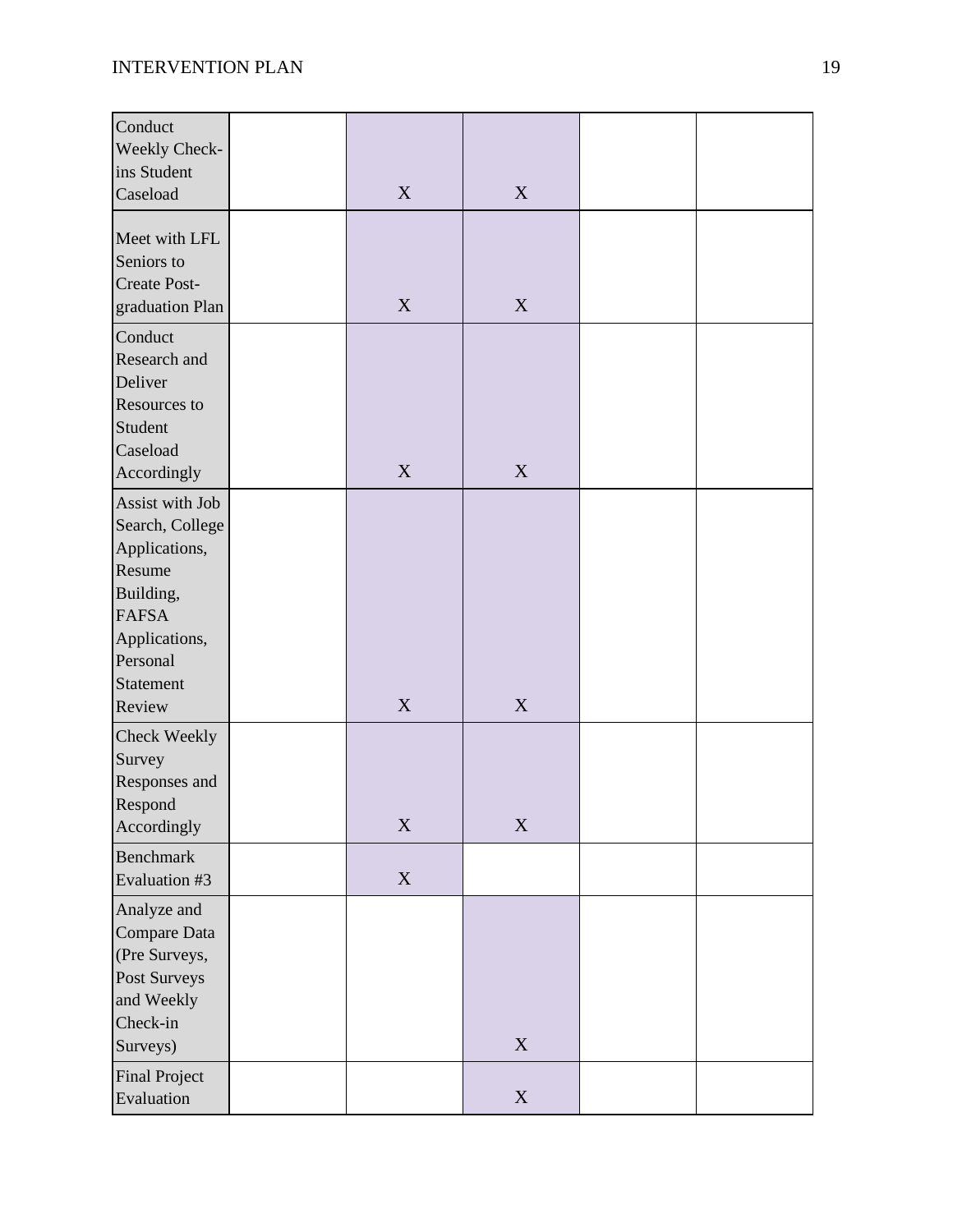| | | | | | |
|---|---|---|---|---|---|
| Conduct Weekly Check-ins Student Caseload | | X | X | | |
| Meet with LFL Seniors to Create Post-graduation Plan | | X | X | | |
| Conduct Research and Deliver Resources to Student Caseload Accordingly | | X | X | | |
| Assist with Job Search, College Applications, Resume Building, FAFSA Applications, Personal Statement Review | | X | X | | |
| Check Weekly Survey Responses and Respond Accordingly | | X | X | | |
| Benchmark Evaluation #3 | | X | | | |
| Analyze and Compare Data (Pre Surveys, Post Surveys and Weekly Check-in Surveys) | | | X | | |
| Final Project Evaluation | | | X | | |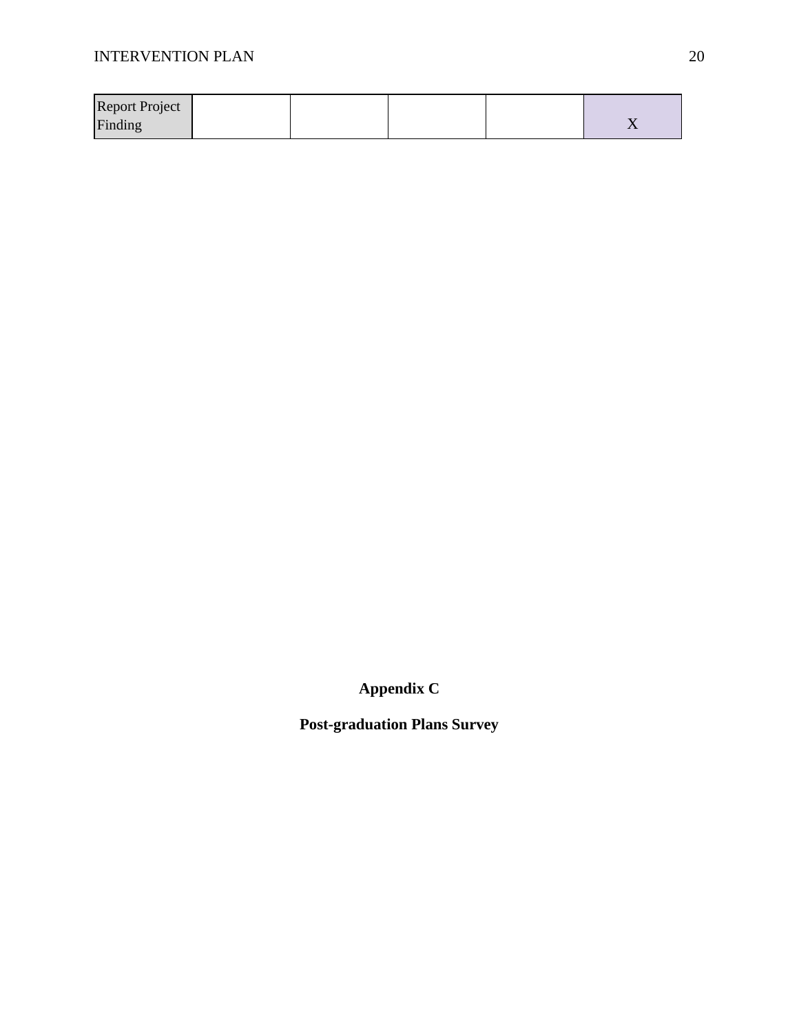| Report Project Finding | | | | | X |
|---|---|---|---|---|---|

**Appendix C**

**Post-graduation Plans Survey**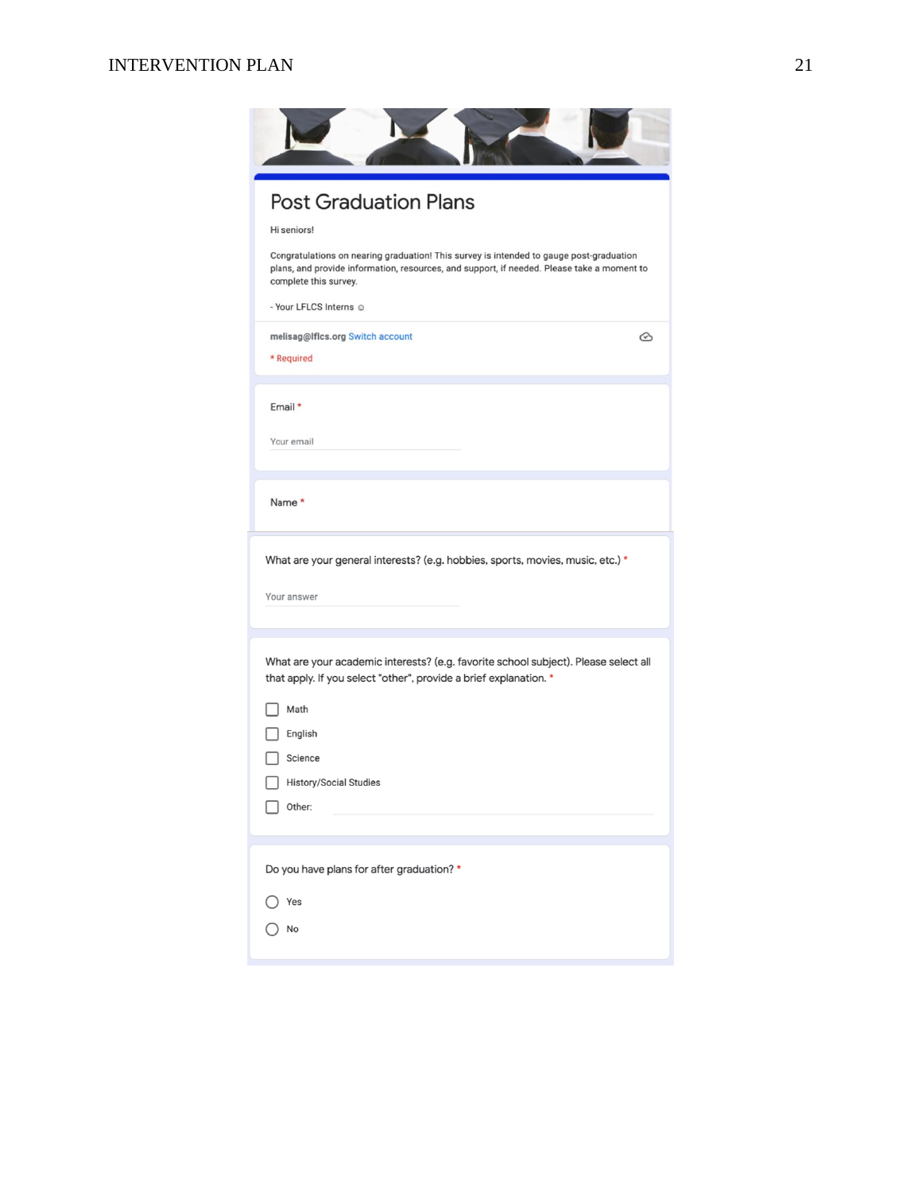# Post Graduation Plans

Hi seniors!

Congratulations on nearing graduation! This survey is intended to gauge post-graduation plans, and provide information, resources, and support, if needed. Please take a moment to complete this survey.

- Your LFLCS Interns ☺

melisag@lflcs.org Switch account

* Required

Email *

Your email

Name *

What are your general interests? (e.g. hobbies, sports, movies, music, etc.) *

Your answer

What are your academic interests? (e.g. favorite school subject). Please select all that apply. If you select "other", provide a brief explanation. *

- [ ] Math
- [ ] English
- [ ] Science
- [ ] History/Social Studies
- [ ] Other:

Do you have plans for after graduation? *

- ○ Yes
- ○ No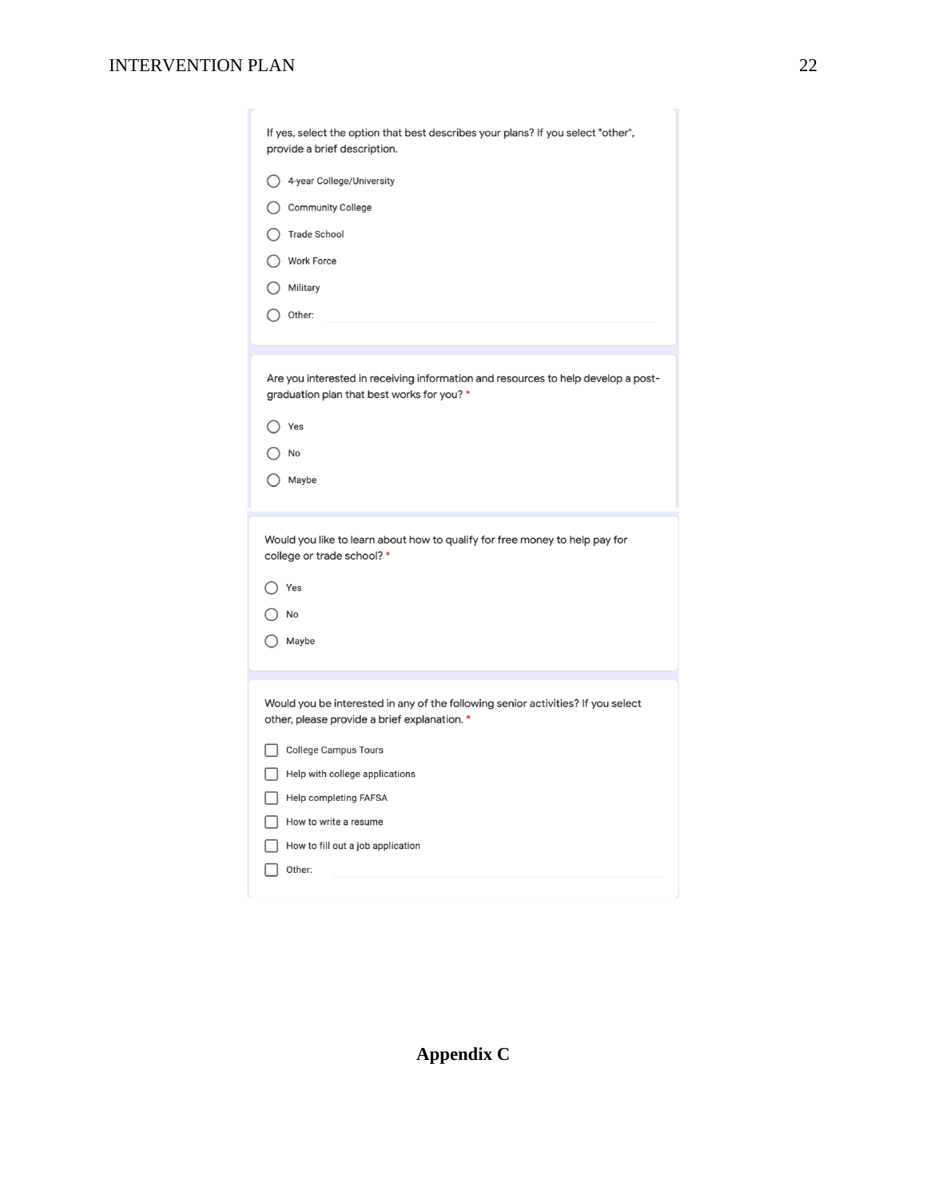If yes, select the option that best describes your plans? If you select "other", provide a brief description.

- ◯ 4-year College/University
- ◯ Community College
- ◯ Trade School
- ◯ Work Force
- ◯ Military
- ◯ Other:

Are you interested in receiving information and resources to help develop a post-graduation plan that best works for you? *

- ◯ Yes
- ◯ No
- ◯ Maybe

Would you like to learn about how to qualify for free money to help pay for college or trade school? *

- ◯ Yes
- ◯ No
- ◯ Maybe

Would you be interested in any of the following senior activities? If you select other, please provide a brief explanation. *

- ☐ College Campus Tours
- ☐ Help with college applications
- ☐ Help completing FAFSA
- ☐ How to write a resume
- ☐ How to fill out a job application
- ☐ Other:

**Appendix C**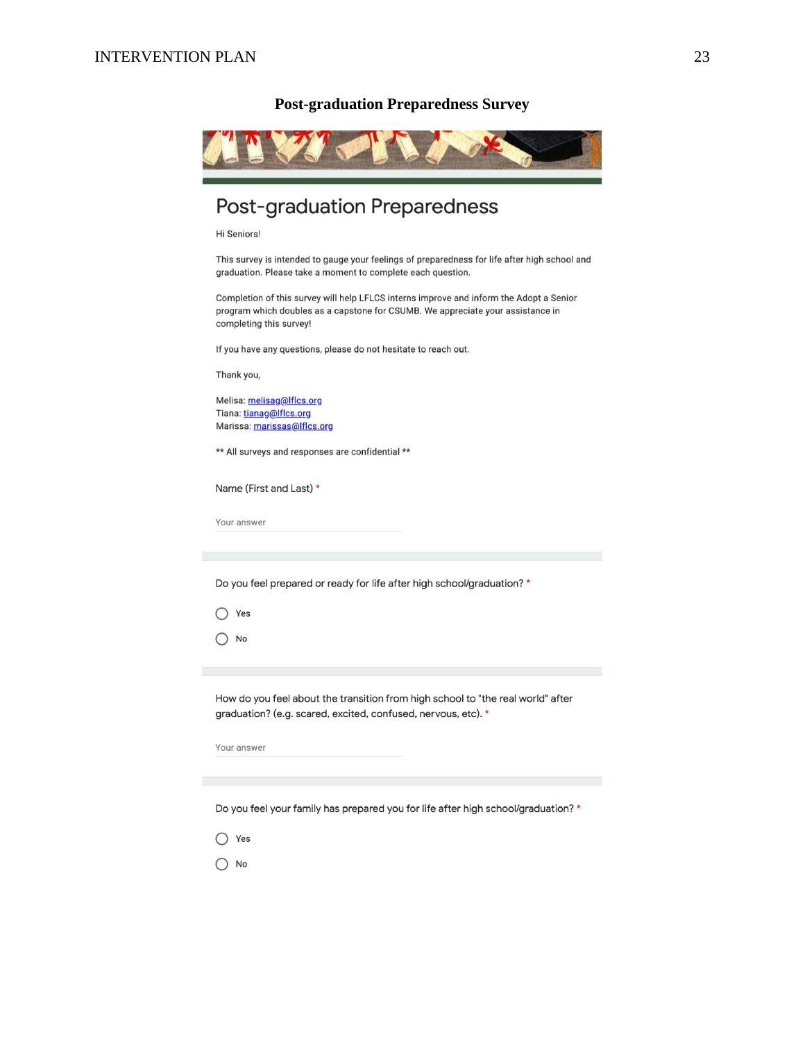## Post-graduation Preparedness Survey

# Post-graduation Preparedness

Hi Seniors!

This survey is intended to gauge your feelings of preparedness for life after high school and graduation. Please take a moment to complete each question.

Completion of this survey will help LFLCS interns improve and inform the Adopt a Senior program which doubles as a capstone for CSUMB. We appreciate your assistance in completing this survey!

If you have any questions, please do not hesitate to reach out.

Thank you,

Melisa: melisag@lflcs.org
Tiana: tianag@lflcs.org
Marissa: marissas@lflcs.org

** All surveys and responses are confidential **

Name (First and Last) *

Your answer

Do you feel prepared or ready for life after high school/graduation? *

- Yes
- No

How do you feel about the transition from high school to "the real world" after graduation? (e.g. scared, excited, confused, nervous, etc). *

Your answer

Do you feel your family has prepared you for life after high school/graduation? *

- Yes
- No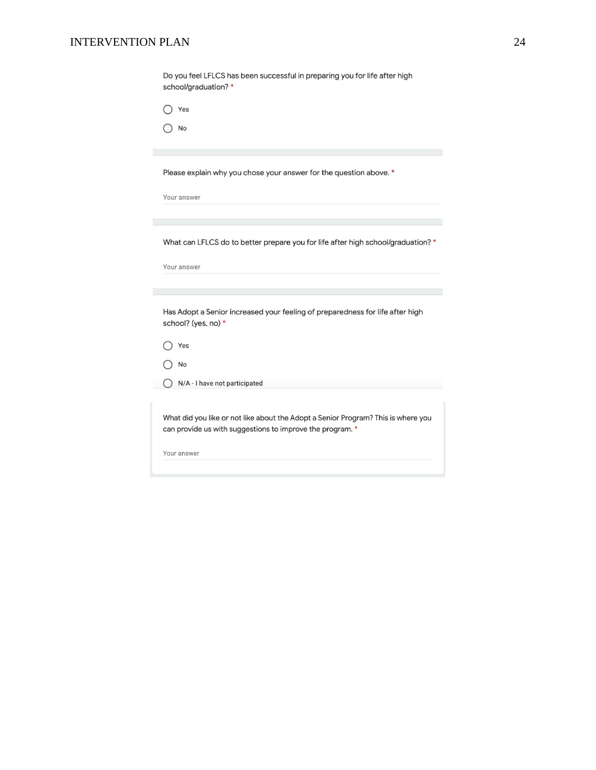Do you feel LFLCS has been successful in preparing you for life after high school/graduation? *

- Yes
- No

Please explain why you chose your answer for the question above. *

Your answer

What can LFLCS do to better prepare you for life after high school/graduation? *

Your answer

Has Adopt a Senior increased your feeling of preparedness for life after high school? (yes, no) *

- Yes
- No
- N/A - I have not participated

What did you like or not like about the Adopt a Senior Program? This is where you can provide us with suggestions to improve the program. *

Your answer